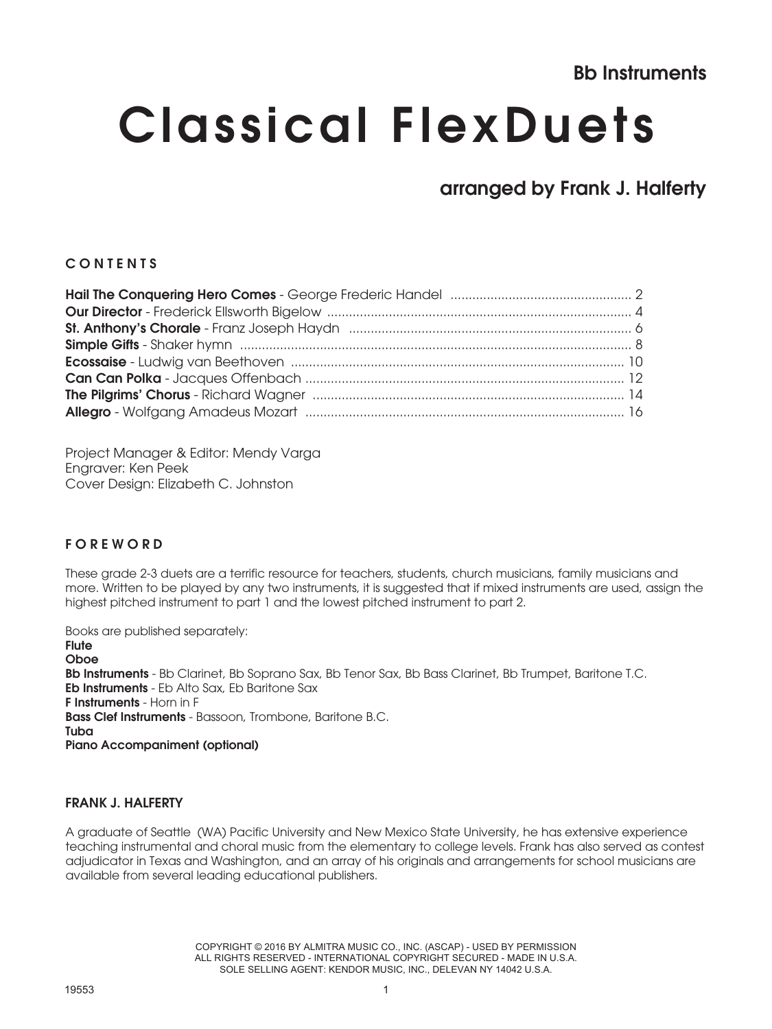**Bb Instruments**

# Classical FlexDuets

## arranged by Frank J. Halferty

### CONTENTS

**Hail The Conquering Hero Comes** - George Frederic Handel .................................................. 2
**Our Director** - Frederick Ellsworth Bigelow .................................................................................. 4
**St. Anthony's Chorale** - Franz Joseph Haydn ............................................................................ 6
**Simple Gifts** - Shaker hymn ........................................................................................................... 8
**Ecossaise** - Ludwig van Beethoven ........................................................................................... 10
**Can Can Polka** - Jacques Offenbach ....................................................................................... 12
**The Pilgrims' Chorus** - Richard Wagner ..................................................................................... 14
**Allegro** - Wolfgang Amadeus Mozart ....................................................................................... 16

Project Manager & Editor: Mendy Varga
Engraver: Ken Peek
Cover Design: Elizabeth C. Johnston

### FOREWORD

These grade 2-3 duets are a terrific resource for teachers, students, church musicians, family musicians and more. Written to be played by any two instruments, it is suggested that if mixed instruments are used, assign the highest pitched instrument to part 1 and the lowest pitched instrument to part 2.

Books are published separately:
**Flute**
**Oboe**
**Bb Instruments** - Bb Clarinet, Bb Soprano Sax, Bb Tenor Sax, Bb Bass Clarinet, Bb Trumpet, Baritone T.C.
**Eb Instruments** - Eb Alto Sax, Eb Baritone Sax
**F Instruments** - Horn in F
**Bass Clef Instruments** - Bassoon, Trombone, Baritone B.C.
**Tuba**
**Piano Accompaniment (optional)**

### FRANK J. HALFERTY

A graduate of Seattle (WA) Pacific University and New Mexico State University, he has extensive experience teaching instrumental and choral music from the elementary to college levels. Frank has also served as contest adjudicator in Texas and Washington, and an array of his originals and arrangements for school musicians are available from several leading educational publishers.

COPYRIGHT © 2016 BY ALMITRA MUSIC CO., INC. (ASCAP) - USED BY PERMISSION
ALL RIGHTS RESERVED - INTERNATIONAL COPYRIGHT SECURED - MADE IN U.S.A.
SOLE SELLING AGENT: KENDOR MUSIC, INC., DELEVAN NY 14042 U.S.A.

19553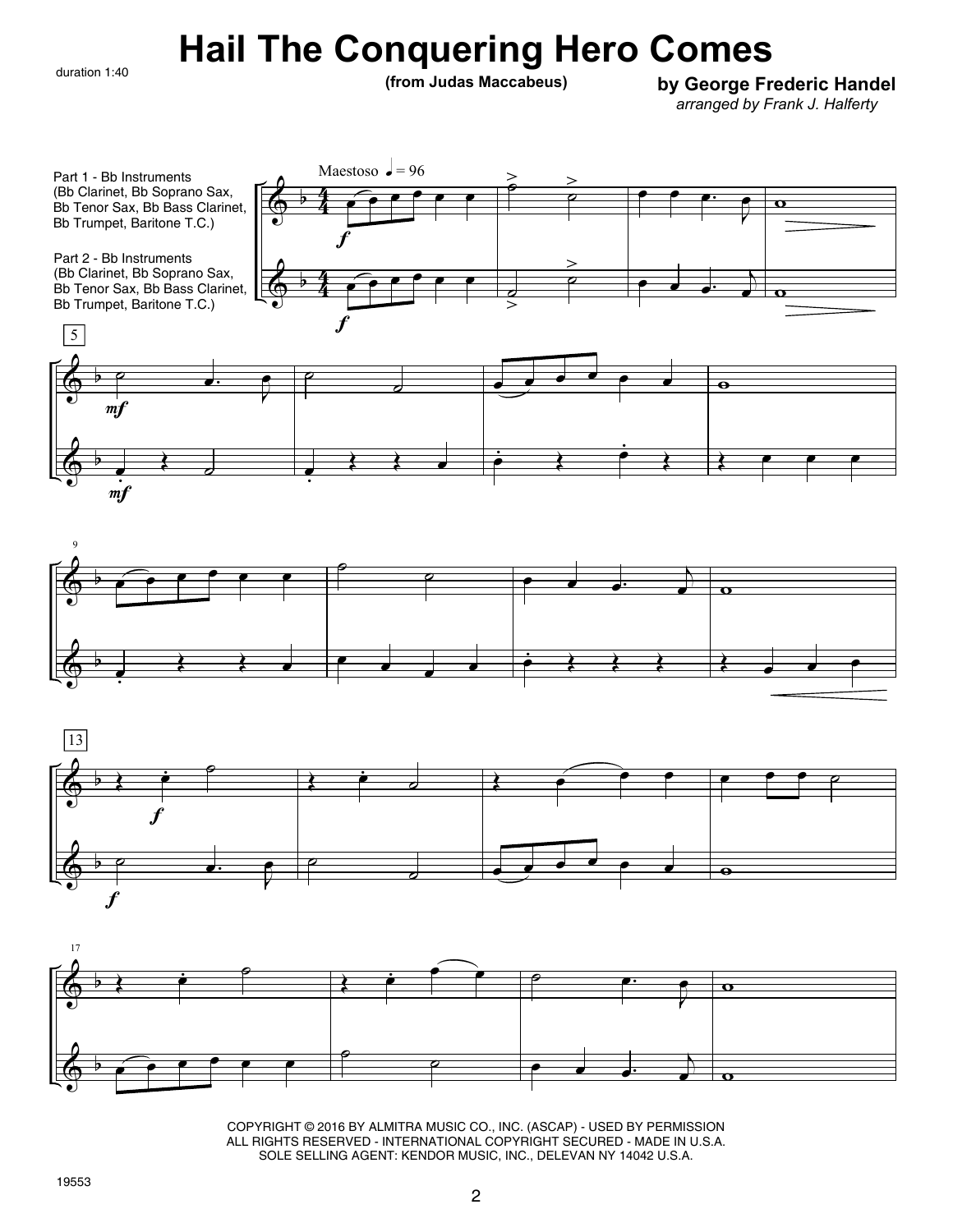duration 1:40

# Hail The Conquering Hero Comes

**(from Judas Maccabeus)**

**by George Frederic Handel**

*arranged by Frank J. Halferty*

Part 1 - Bb Instruments (Bb Clarinet, Bb Soprano Sax, Bb Tenor Sax, Bb Bass Clarinet, Bb Trumpet, Baritone T.C.)

Part 2 - Bb Instruments (Bb Clarinet, Bb Soprano Sax, Bb Tenor Sax, Bb Bass Clarinet, Bb Trumpet, Baritone T.C.)

Maestoso ♩ = 96

COPYRIGHT © 2016 BY ALMITRA MUSIC CO., INC. (ASCAP) - USED BY PERMISSION
ALL RIGHTS RESERVED - INTERNATIONAL COPYRIGHT SECURED - MADE IN U.S.A.
SOLE SELLING AGENT: KENDOR MUSIC, INC., DELEVAN NY 14042 U.S.A.

19553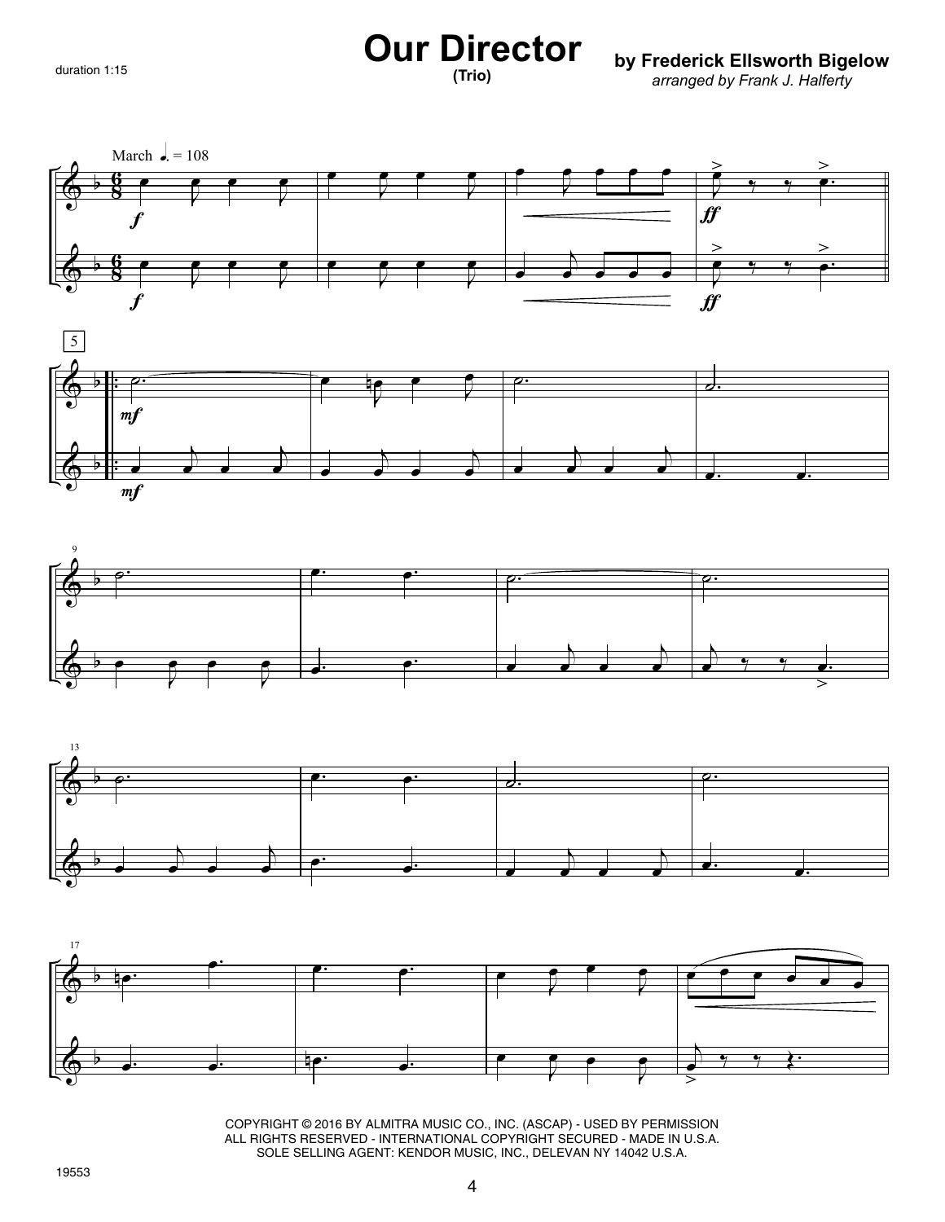duration 1:15

# Our Director
**(Trio)**

**by Frederick Ellsworth Bigelow**
*arranged by Frank J. Halferty*

COPYRIGHT © 2016 BY ALMITRA MUSIC CO., INC. (ASCAP) - USED BY PERMISSION
ALL RIGHTS RESERVED - INTERNATIONAL COPYRIGHT SECURED - MADE IN U.S.A.
SOLE SELLING AGENT: KENDOR MUSIC, INC., DELEVAN NY 14042 U.S.A.

19553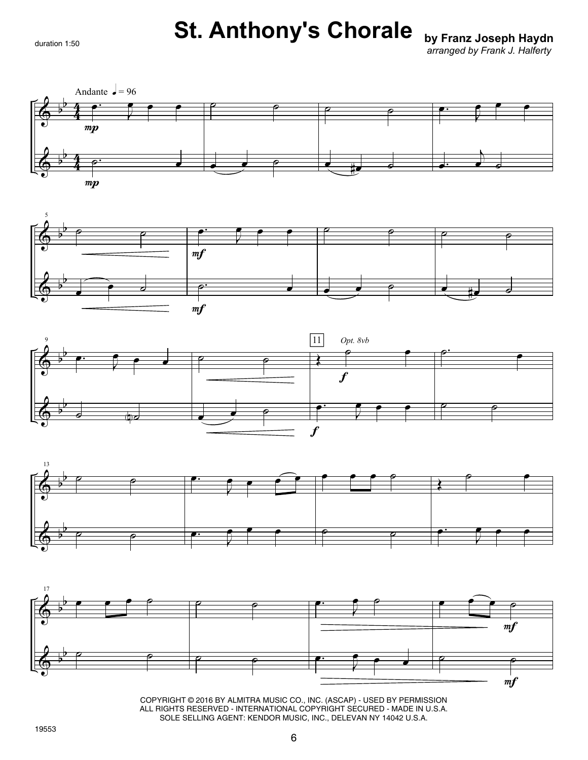duration 1:50

# St. Anthony's Chorale

**by Franz Joseph Haydn**

*arranged by Frank J. Halferty*

COPYRIGHT © 2016 BY ALMITRA MUSIC CO., INC. (ASCAP) - USED BY PERMISSION
ALL RIGHTS RESERVED - INTERNATIONAL COPYRIGHT SECURED - MADE IN U.S.A.
SOLE SELLING AGENT: KENDOR MUSIC, INC., DELEVAN NY 14042 U.S.A.

19553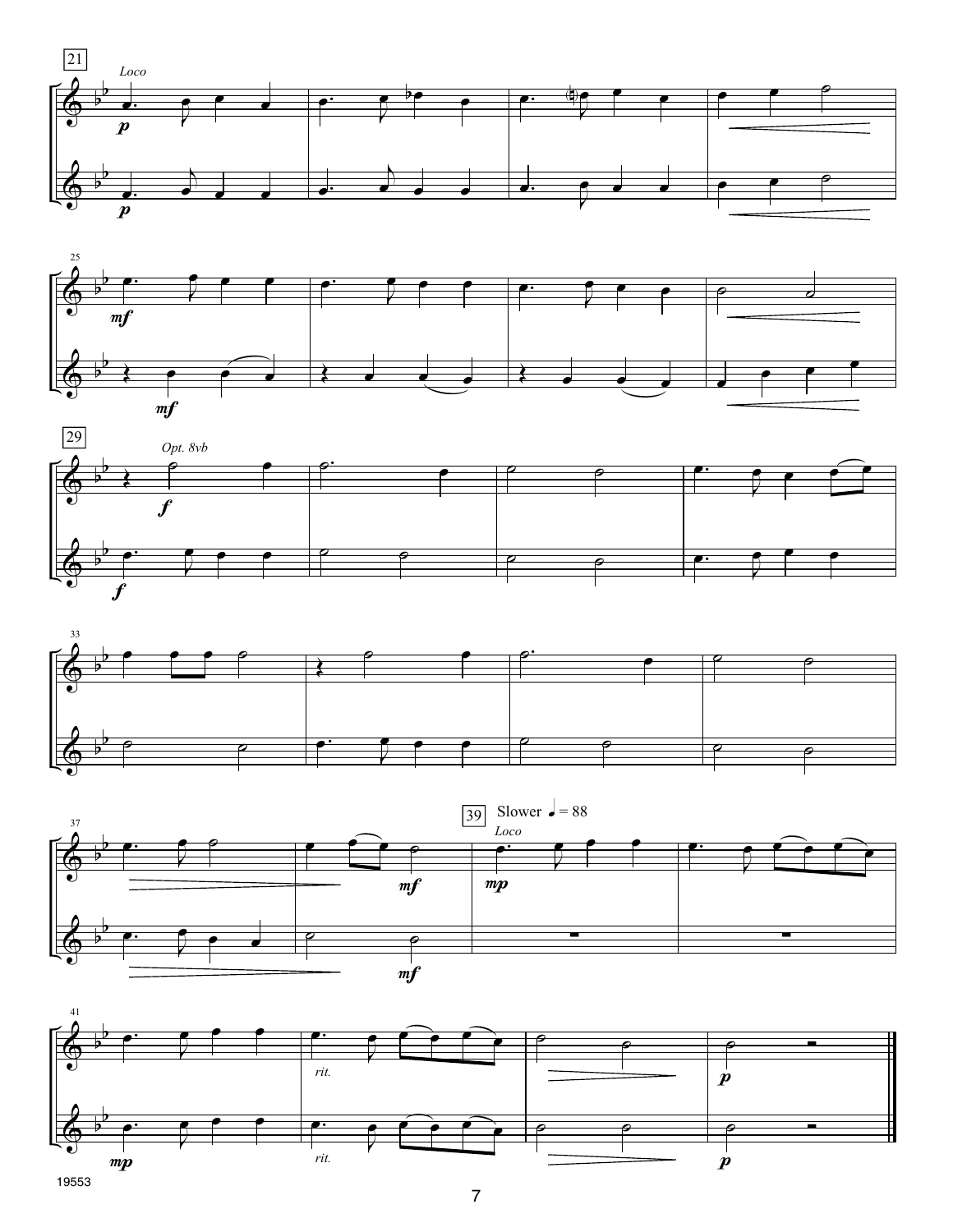21

*Loco*

25

29

*Opt. 8vb*

33

37

39 Slower ♩ = 88

*Loco*

41

*rit.*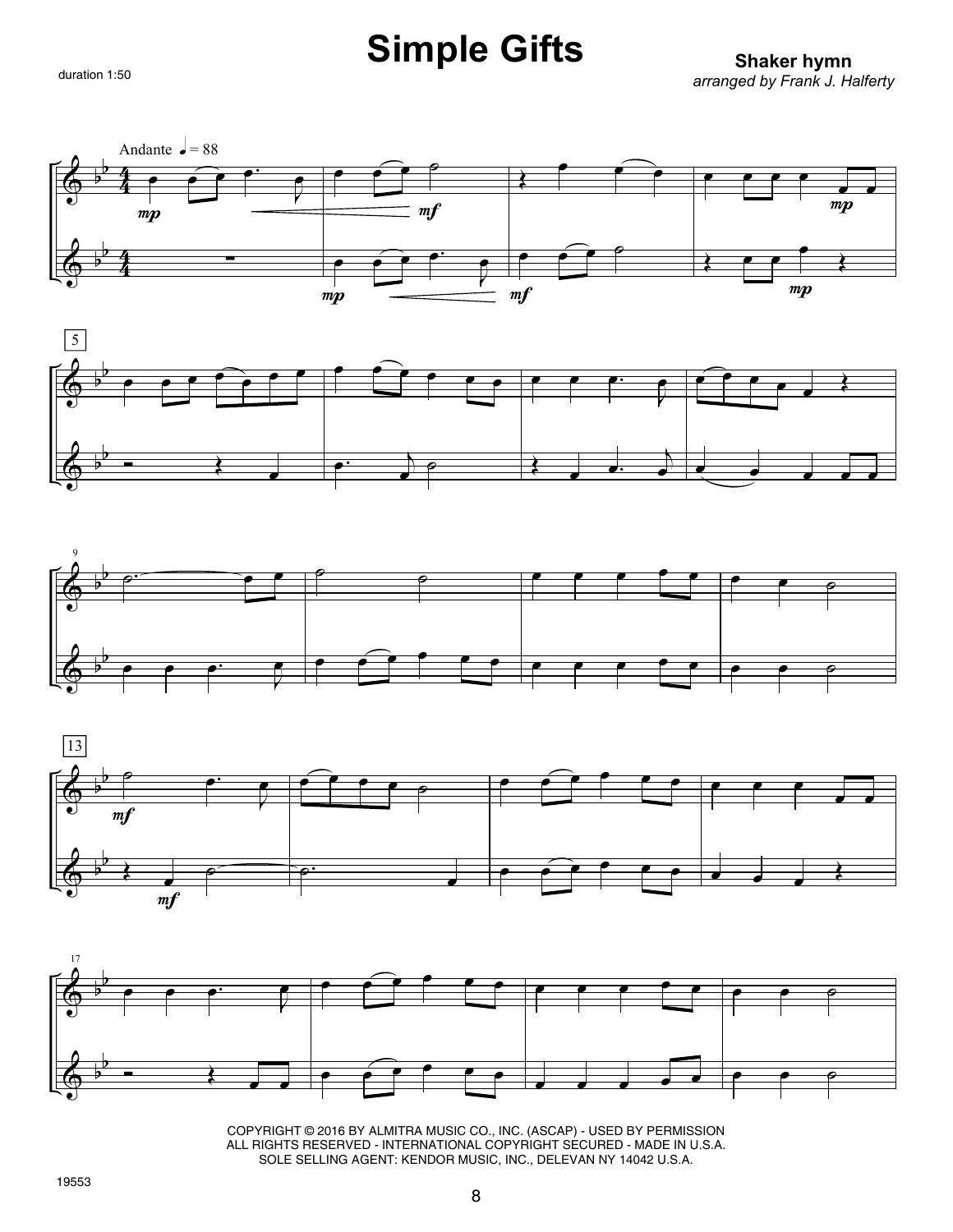# Simple Gifts

duration 1:50

**Shaker hymn**
*arranged by Frank J. Halferty*

COPYRIGHT © 2016 BY ALMITRA MUSIC CO., INC. (ASCAP) - USED BY PERMISSION
ALL RIGHTS RESERVED - INTERNATIONAL COPYRIGHT SECURED - MADE IN U.S.A.
SOLE SELLING AGENT: KENDOR MUSIC, INC., DELEVAN NY 14042 U.S.A.

19553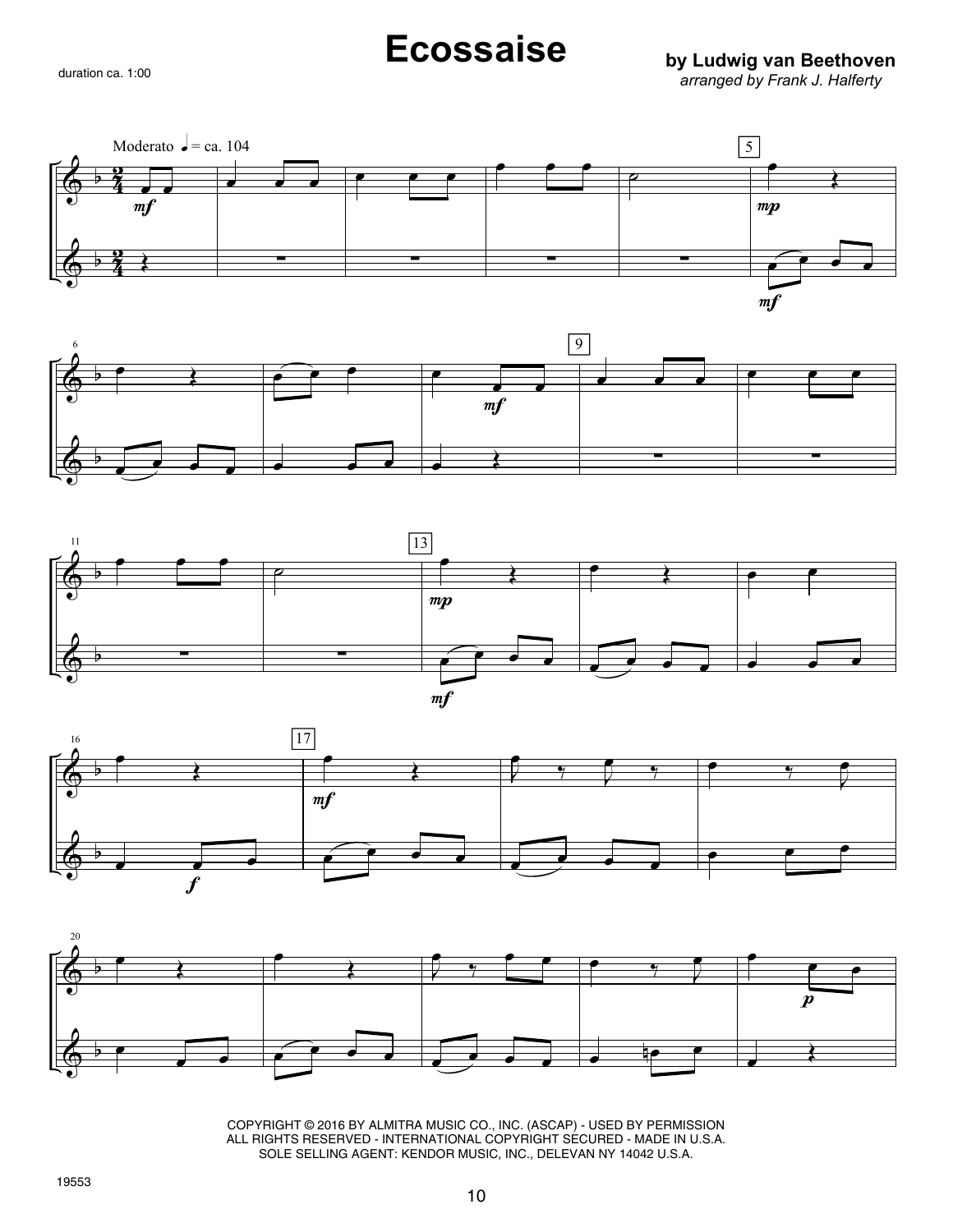duration ca. 1:00

# Ecossaise

**by Ludwig van Beethoven**
*arranged by Frank J. Halferty*

COPYRIGHT © 2016 BY ALMITRA MUSIC CO., INC. (ASCAP) - USED BY PERMISSION
ALL RIGHTS RESERVED - INTERNATIONAL COPYRIGHT SECURED - MADE IN U.S.A.
SOLE SELLING AGENT: KENDOR MUSIC, INC., DELEVAN NY 14042 U.S.A.

19553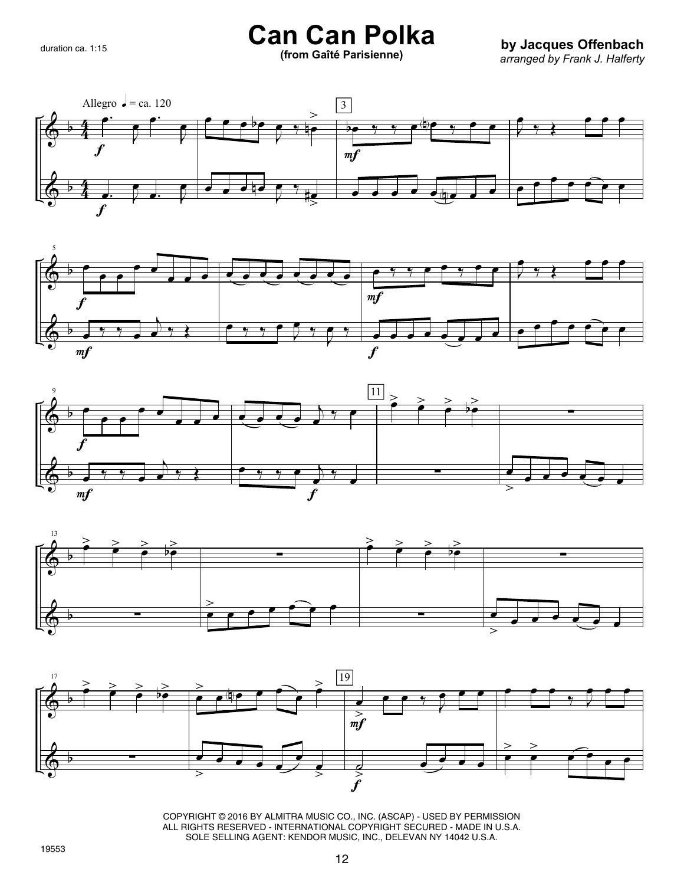duration ca. 1:15

# Can Can Polka

**(from Gaîté Parisienne)**

**by Jacques Offenbach**

*arranged by Frank J. Halferty*

COPYRIGHT © 2016 BY ALMITRA MUSIC CO., INC. (ASCAP) - USED BY PERMISSION
ALL RIGHTS RESERVED - INTERNATIONAL COPYRIGHT SECURED - MADE IN U.S.A.
SOLE SELLING AGENT: KENDOR MUSIC, INC., DELEVAN NY 14042 U.S.A.

19553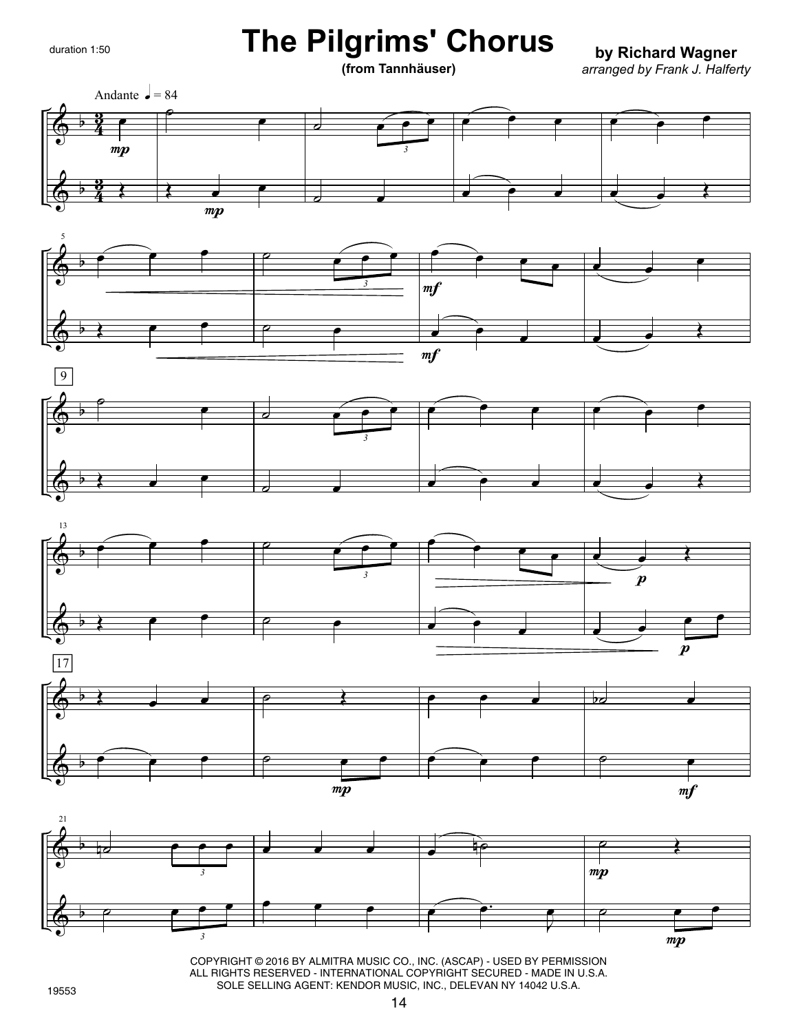duration 1:50

# The Pilgrims' Chorus

**(from Tannhäuser)**

**by Richard Wagner**

*arranged by Frank J. Halferty*

Andante ♩ = 84

COPYRIGHT © 2016 BY ALMITRA MUSIC CO., INC. (ASCAP) - USED BY PERMISSION
ALL RIGHTS RESERVED - INTERNATIONAL COPYRIGHT SECURED - MADE IN U.S.A.
SOLE SELLING AGENT: KENDOR MUSIC, INC., DELEVAN NY 14042 U.S.A.

19553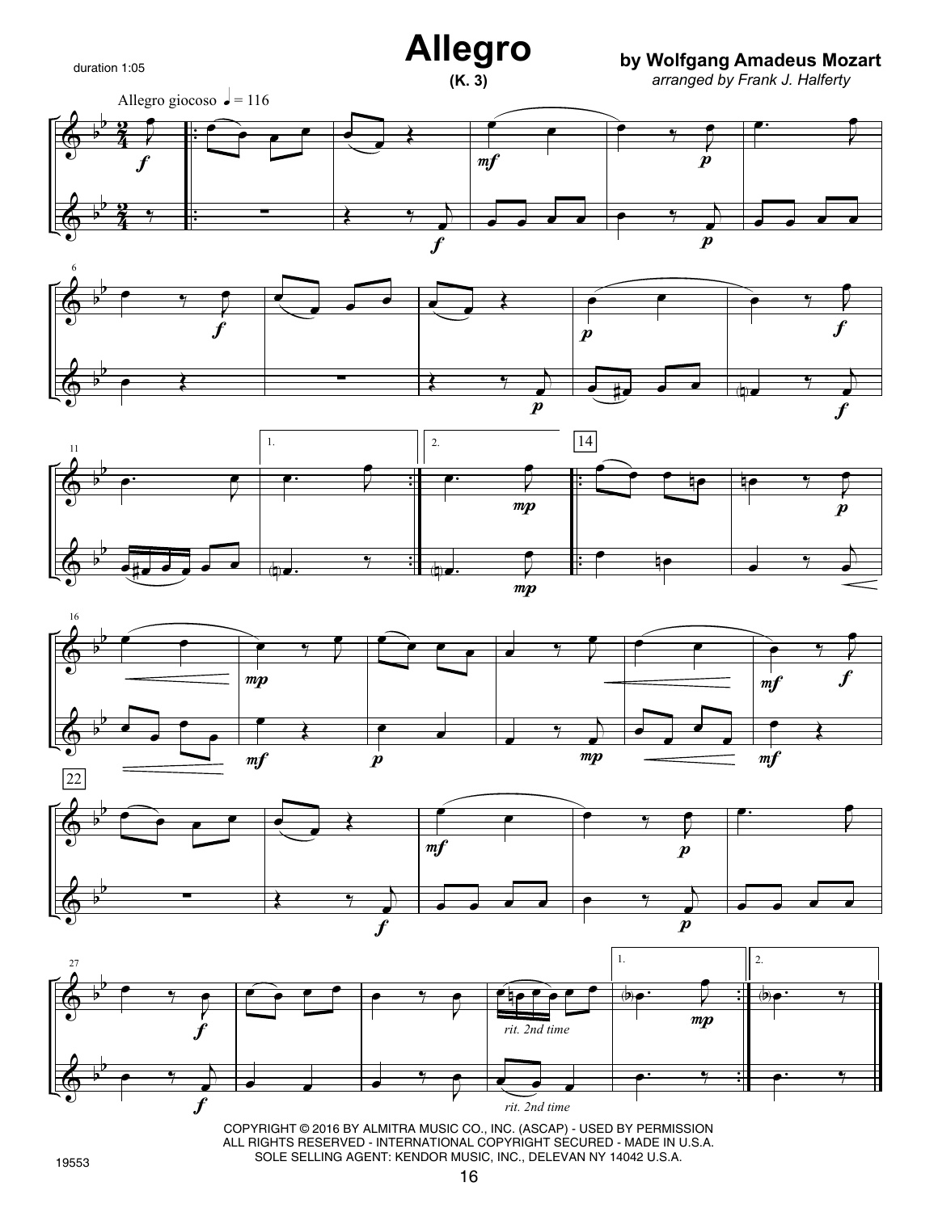duration 1:05

# Allegro

**(K. 3)**

**by Wolfgang Amadeus Mozart**

*arranged by Frank J. Halferty*

COPYRIGHT © 2016 BY ALMITRA MUSIC CO., INC. (ASCAP) - USED BY PERMISSION
ALL RIGHTS RESERVED - INTERNATIONAL COPYRIGHT SECURED - MADE IN U.S.A.
SOLE SELLING AGENT: KENDOR MUSIC, INC., DELEVAN NY 14042 U.S.A.

19553